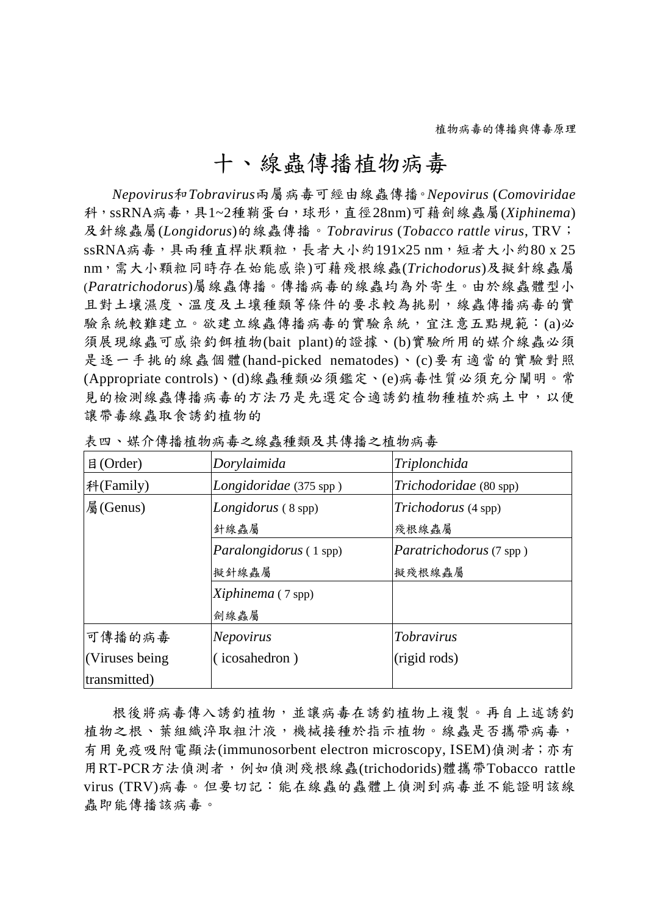# 十、線蟲傳播植物病毒

*Nepovirus*和*Tobravirus*兩屬病毒可經由線蟲傳播。*Nepovirus* (*Comoviridae*科，ssRNA病毒，具1~2種鞘蛋白，球形，直徑28nm)可藉劍線蟲屬(*Xiphinema*)及針線蟲屬(*Longidorus*)的線蟲傳播。*Tobravirus* (*Tobacco rattle virus*, TRV；ssRNA病毒，具兩種直桿狀顆粒，長者大小約191×25 nm，短者大小約80 x 25 nm，需大小顆粒同時存在始能感染)可藉殘根線蟲(*Trichodorus*)及擬針線蟲屬(*Paratrichodorus*)屬線蟲傳播。傳播病毒的線蟲均為外寄生。由於線蟲體型小且對土壤濕度、溫度及土壤種類等條件的要求較為挑剔，線蟲傳播病毒的實驗系統較難建立。欲建立線蟲傳播病毒的實驗系統，宜注意五點規範：(a)必須展現線蟲可感染釣餌植物(bait plant)的證據、(b)實驗所用的媒介線蟲必須是逐一手挑的線蟲個體(hand-picked nematodes)、(c)要有適當的實驗對照(Appropriate controls)、(d)線蟲種類必須鑑定、(e)病毒性質必須充分闡明。常見的檢測線蟲傳播病毒的方法乃是先選定合適誘釣植物種植於病土中，以便讓帶毒線蟲取食誘釣植物的

表四、媒介傳播植物病毒之線蟲種類及其傳播之植物病毒

| 目(Order) | *Dorylaimida* | *Triplonchida* |
|---|---|---|
| 科(Family) | *Longidoridae* (375 spp ) | *Trichodoridae* (80 spp) |
| 屬(Genus) | *Longidorus* ( 8 spp)<br>針線蟲屬 | *Trichodorus* (4 spp)<br>殘根線蟲屬 |
| | *Paralongidorus* ( 1 spp)<br>擬針線蟲屬 | *Paratrichodorus* (7 spp )<br>擬殘根線蟲屬 |
| | *Xiphinema* ( 7 spp)<br>劍線蟲屬 | |
| 可傳播的病毒 (Viruses being transmitted) | *Nepovirus* ( icosahedron ) | *Tobravirus* (rigid rods) |

根後將病毒傳入誘釣植物，並讓病毒在誘釣植物上複製。再自上述誘釣植物之根、葉組織淬取粗汁液，機械接種於指示植物。線蟲是否攜帶病毒，有用免疫吸附電顯法(immunosorbent electron microscopy, ISEM)偵測者；亦有用RT-PCR方法偵測者，例如偵測殘根線蟲(trichodorids)體攜帶Tobacco rattle virus (TRV)病毒。但要切記：能在線蟲的蟲體上偵測到病毒並不能證明該線蟲即能傳播該病毒。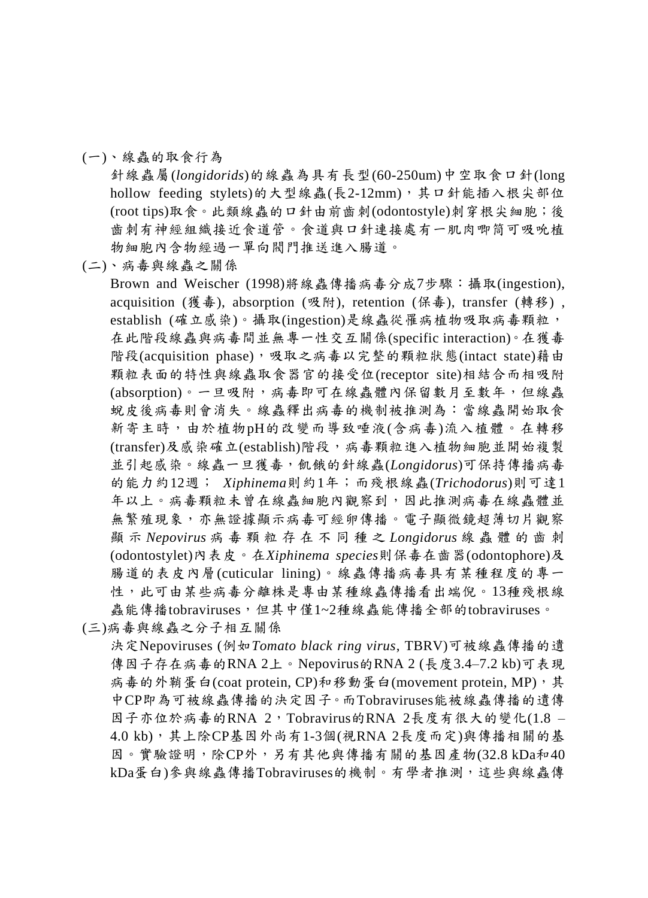(一)、線蟲的取食行為

針線蟲屬(*longidorids*)的線蟲為具有長型(60-250um)中空取食口針(long hollow feeding stylets)的大型線蟲(長2-12mm)，其口針能插入根尖部位(root tips)取食。此類線蟲的口針由前齒刺(odontostyle)刺穿根尖細胞；後齒刺有神經組織接近食道管。食道與口針連接處有一肌肉唧筒可吸吮植物細胞內含物經過一單向閥門推送進入腸道。

(二)、病毒與線蟲之關係

Brown and Weischer (1998)將線蟲傳播病毒分成7步驟：攝取(ingestion), acquisition (獲毒), absorption (吸附), retention (保毒), transfer (轉移) , establish (確立感染)。攝取(ingestion)是線蟲從罹病植物吸取病毒顆粒，在此階段線蟲與病毒間並無專一性交互關係(specific interaction)。在獲毒階段(acquisition phase)，吸取之病毒以完整的顆粒狀態(intact state)藉由顆粒表面的特性與線蟲取食器官的接受位(receptor site)相結合而相吸附(absorption)。一旦吸附，病毒即可在線蟲體內保留數月至數年，但線蟲蛻皮後病毒則會消失。線蟲釋出病毒的機制被推測為：當線蟲開始取食新寄主時，由於植物pH的改變而導致唾液(含病毒)流入植體。在轉移(transfer)及感染確立(establish)階段，病毒顆粒進入植物細胞並開始複製並引起感染。線蟲一旦獲毒，飢餓的針線蟲(*Longidorus*)可保持傳播病毒的能力約12週； *Xiphinema*則約1年；而殘根線蟲(*Trichodorus*)則可達1年以上。病毒顆粒未曾在線蟲細胞內觀察到，因此推測病毒在線蟲體並無繁殖現象，亦無證據顯示病毒可經卵傳播。電子顯微鏡超薄切片觀察顯示*Nepovirus*病毒顆粒存在不同種之*Longidorus*線蟲體的齒刺(odontostylet)內表皮。在*Xiphinema species*則保毒在齒器(odontophore)及腸道的表皮內層(cuticular lining)。線蟲傳播病毒具有某種程度的專一性，此可由某些病毒分離株是專由某種線蟲傳播看出端倪。13種殘根線蟲能傳播tobraviruses，但其中僅1~2種線蟲能傳播全部的tobraviruses。

(三)病毒與線蟲之分子相互關係

決定Nepoviruses (例如*Tomato black ring virus*, TBRV)可被線蟲傳播的遺傳因子存在病毒的RNA 2上。Nepovirus的RNA 2 (長度3.4–7.2 kb)可表現病毒的外鞘蛋白(coat protein, CP)和移動蛋白(movement protein, MP)，其中CP即為可被線蟲傳播的決定因子。而Tobraviruses能被線蟲傳播的遺傳因子亦位於病毒的RNA 2，Tobravirus的RNA 2長度有很大的變化(1.8 – 4.0 kb)，其上除CP基因外尚有1-3個(視RNA 2長度而定)與傳播相關的基因。實驗證明，除CP外，另有其他與傳播有關的基因產物(32.8 kDa和40 kDa蛋白)參與線蟲傳播Tobraviruses的機制。有學者推測，這些與線蟲傳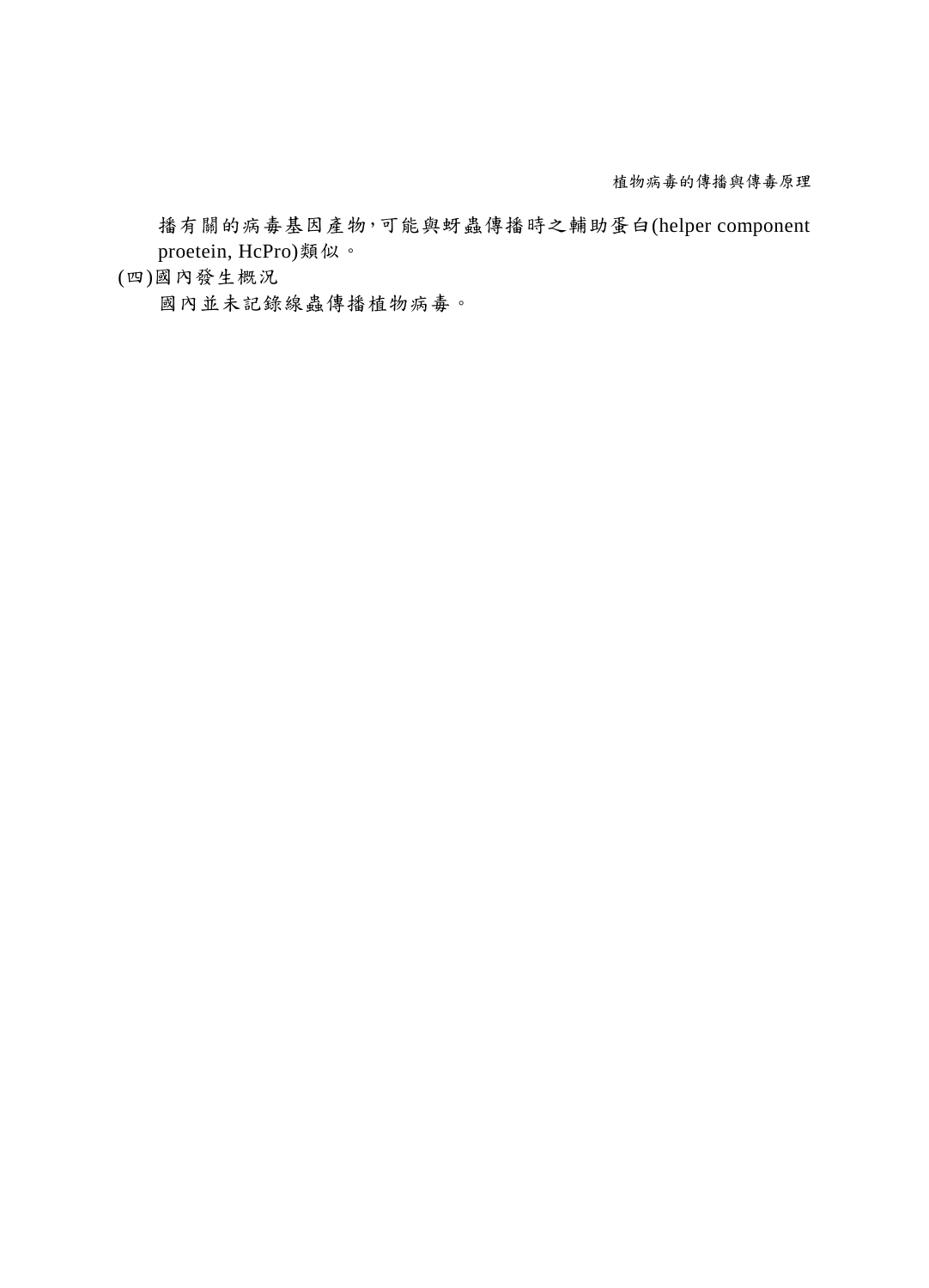播有關的病毒基因產物,可能與蚜蟲傳播時之輔助蛋白(helper component proetein, HcPro)類似。

(四)國內發生概況

國內並未記錄線蟲傳播植物病毒。